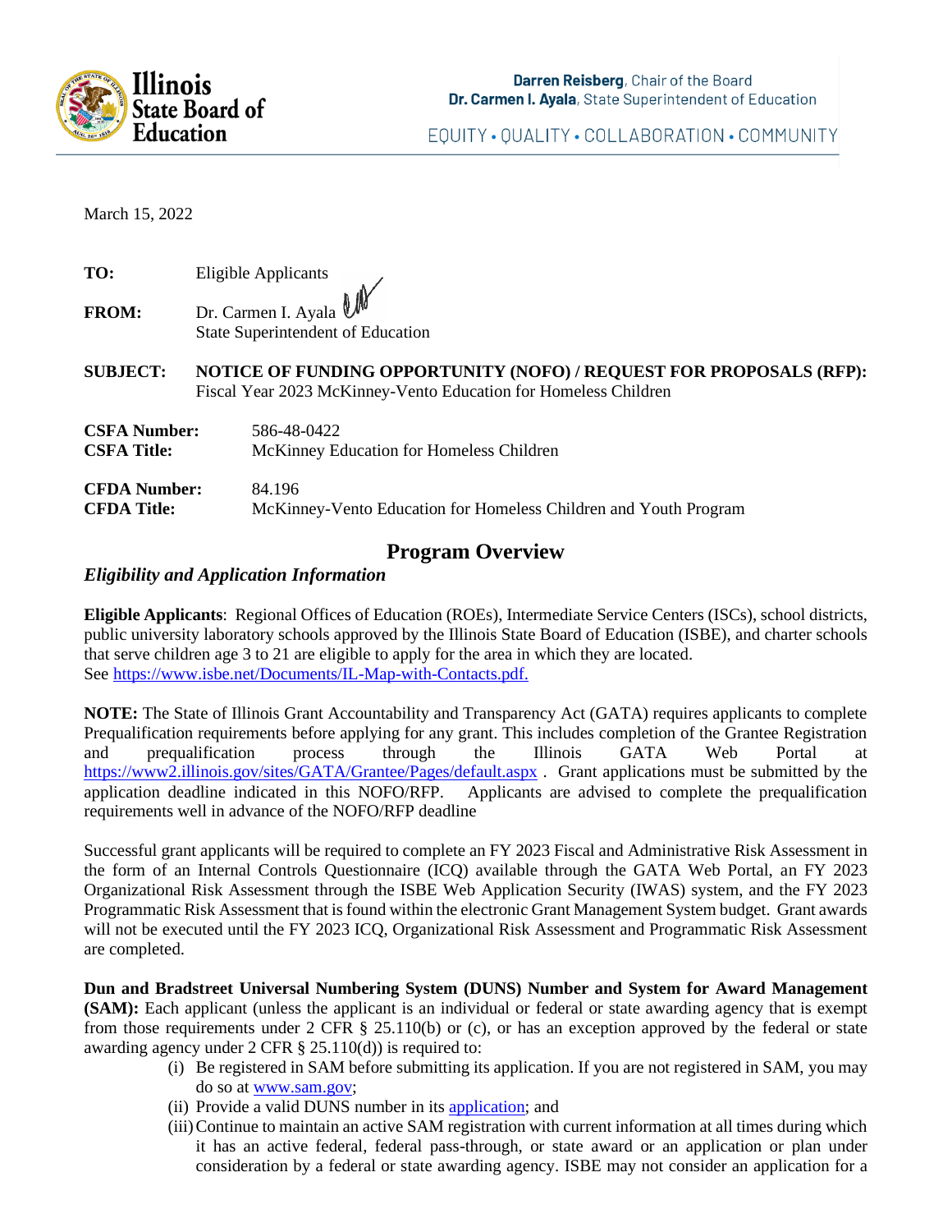**Illinois State Board of Education**

**Darren Reisberg**, Chair of the Board
**Dr. Carmen I. Ayala**, State Superintendent of Education

EQUITY • QUALITY • COLLABORATION • COMMUNITY

March 15, 2022

**TO:** Eligible Applicants

**FROM:** Dr. Carmen I. Ayala
State Superintendent of Education

**SUBJECT:** **NOTICE OF FUNDING OPPORTUNITY (NOFO) / REQUEST FOR PROPOSALS (RFP):** Fiscal Year 2023 McKinney-Vento Education for Homeless Children

**CSFA Number:** 586-48-0422
**CSFA Title:** McKinney Education for Homeless Children

**CFDA Number:** 84.196
**CFDA Title:** McKinney-Vento Education for Homeless Children and Youth Program

# Program Overview

### *Eligibility and Application Information*

**Eligible Applicants**: Regional Offices of Education (ROEs), Intermediate Service Centers (ISCs), school districts, public university laboratory schools approved by the Illinois State Board of Education (ISBE), and charter schools that serve children age 3 to 21 are eligible to apply for the area in which they are located. See [https://www.isbe.net/Documents/IL-Map-with-Contacts.pdf.](https://www.isbe.net/Documents/IL-Map-with-Contacts.pdf)

**NOTE:** The State of Illinois Grant Accountability and Transparency Act (GATA) requires applicants to complete Prequalification requirements before applying for any grant. This includes completion of the Grantee Registration and prequalification process through the Illinois GATA Web Portal at [https://www2.illinois.gov/sites/GATA/Grantee/Pages/default.aspx](https://www2.illinois.gov/sites/GATA/Grantee/Pages/default.aspx) . Grant applications must be submitted by the application deadline indicated in this NOFO/RFP. Applicants are advised to complete the prequalification requirements well in advance of the NOFO/RFP deadline

Successful grant applicants will be required to complete an FY 2023 Fiscal and Administrative Risk Assessment in the form of an Internal Controls Questionnaire (ICQ) available through the GATA Web Portal, an FY 2023 Organizational Risk Assessment through the ISBE Web Application Security (IWAS) system, and the FY 2023 Programmatic Risk Assessment that is found within the electronic Grant Management System budget. Grant awards will not be executed until the FY 2023 ICQ, Organizational Risk Assessment and Programmatic Risk Assessment are completed.

**Dun and Bradstreet Universal Numbering System (DUNS) Number and System for Award Management (SAM):** Each applicant (unless the applicant is an individual or federal or state awarding agency that is exempt from those requirements under 2 CFR § 25.110(b) or (c), or has an exception approved by the federal or state awarding agency under 2 CFR § 25.110(d)) is required to:

(i) Be registered in SAM before submitting its application. If you are not registered in SAM, you may do so at [www.sam.gov](www.sam.gov);
(ii) Provide a valid DUNS number in its application; and
(iii) Continue to maintain an active SAM registration with current information at all times during which it has an active federal, federal pass-through, or state award or an application or plan under consideration by a federal or state awarding agency. ISBE may not consider an application for a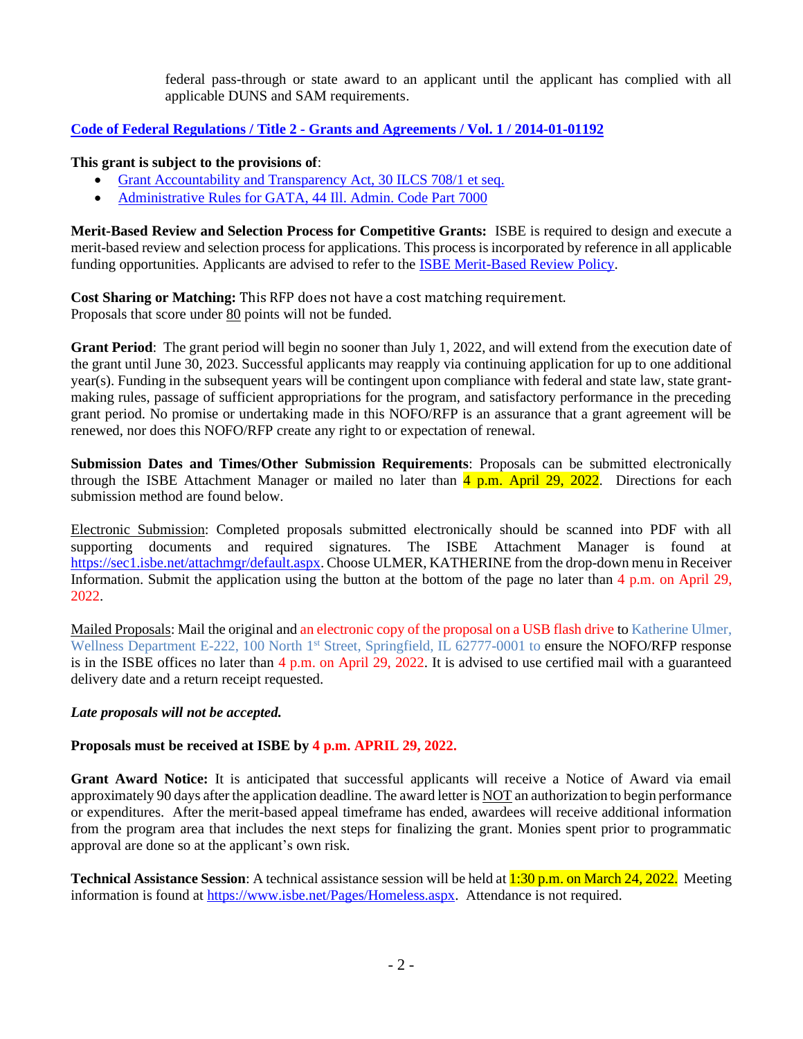federal pass-through or state award to an applicant until the applicant has complied with all applicable DUNS and SAM requirements.

[Code of Federal Regulations / Title 2 - Grants and Agreements / Vol. 1 / 2014-01-01192]()

**This grant is subject to the provisions of**:

- [Grant Accountability and Transparency Act, 30 ILCS 708/1 et seq.]()
- [Administrative Rules for GATA, 44 Ill. Admin. Code Part 7000]()

**Merit-Based Review and Selection Process for Competitive Grants:** ISBE is required to design and execute a merit-based review and selection process for applications. This process is incorporated by reference in all applicable funding opportunities. Applicants are advised to refer to the [ISBE Merit-Based Review Policy]().

**Cost Sharing or Matching:** This RFP does not have a cost matching requirement.
Proposals that score under 80 points will not be funded.

**Grant Period**: The grant period will begin no sooner than July 1, 2022, and will extend from the execution date of the grant until June 30, 2023. Successful applicants may reapply via continuing application for up to one additional year(s). Funding in the subsequent years will be contingent upon compliance with federal and state law, state grant-making rules, passage of sufficient appropriations for the program, and satisfactory performance in the preceding grant period. No promise or undertaking made in this NOFO/RFP is an assurance that a grant agreement will be renewed, nor does this NOFO/RFP create any right to or expectation of renewal.

**Submission Dates and Times/Other Submission Requirements**: Proposals can be submitted electronically through the ISBE Attachment Manager or mailed no later than 4 p.m. April 29, 2022. Directions for each submission method are found below.

Electronic Submission: Completed proposals submitted electronically should be scanned into PDF with all supporting documents and required signatures. The ISBE Attachment Manager is found at https://sec1.isbe.net/attachmgr/default.aspx. Choose ULMER, KATHERINE from the drop-down menu in Receiver Information. Submit the application using the button at the bottom of the page no later than 4 p.m. on April 29, 2022.

Mailed Proposals: Mail the original and an electronic copy of the proposal on a USB flash drive to Katherine Ulmer, Wellness Department E-222, 100 North 1st Street, Springfield, IL 62777-0001 to ensure the NOFO/RFP response is in the ISBE offices no later than 4 p.m. on April 29, 2022. It is advised to use certified mail with a guaranteed delivery date and a return receipt requested.

***Late proposals will not be accepted.***

**Proposals must be received at ISBE by 4 p.m. APRIL 29, 2022.**

**Grant Award Notice:** It is anticipated that successful applicants will receive a Notice of Award via email approximately 90 days after the application deadline. The award letter is NOT an authorization to begin performance or expenditures. After the merit-based appeal timeframe has ended, awardees will receive additional information from the program area that includes the next steps for finalizing the grant. Monies spent prior to programmatic approval are done so at the applicant's own risk.

**Technical Assistance Session**: A technical assistance session will be held at 1:30 p.m. on March 24, 2022. Meeting information is found at https://www.isbe.net/Pages/Homeless.aspx. Attendance is not required.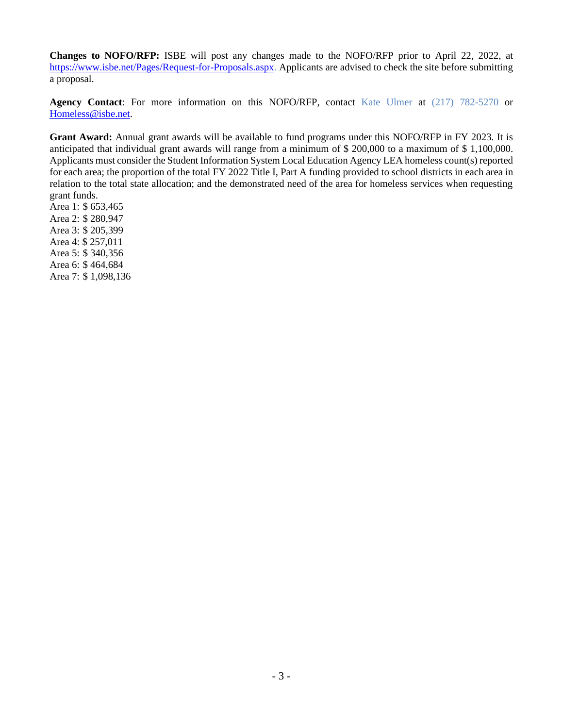**Changes to NOFO/RFP:** ISBE will post any changes made to the NOFO/RFP prior to April 22, 2022, at https://www.isbe.net/Pages/Request-for-Proposals.aspx. Applicants are advised to check the site before submitting a proposal.

**Agency Contact**: For more information on this NOFO/RFP, contact Kate Ulmer at (217) 782-5270 or Homeless@isbe.net.

**Grant Award:** Annual grant awards will be available to fund programs under this NOFO/RFP in FY 2023. It is anticipated that individual grant awards will range from a minimum of $ 200,000 to a maximum of $ 1,100,000. Applicants must consider the Student Information System Local Education Agency LEA homeless count(s) reported for each area; the proportion of the total FY 2022 Title I, Part A funding provided to school districts in each area in relation to the total state allocation; and the demonstrated need of the area for homeless services when requesting grant funds.

Area 1: $ 653,465  
Area 2: $ 280,947  
Area 3: $ 205,399  
Area 4: $ 257,011  
Area 5: $ 340,356  
Area 6: $ 464,684  
Area 7: $ 1,098,136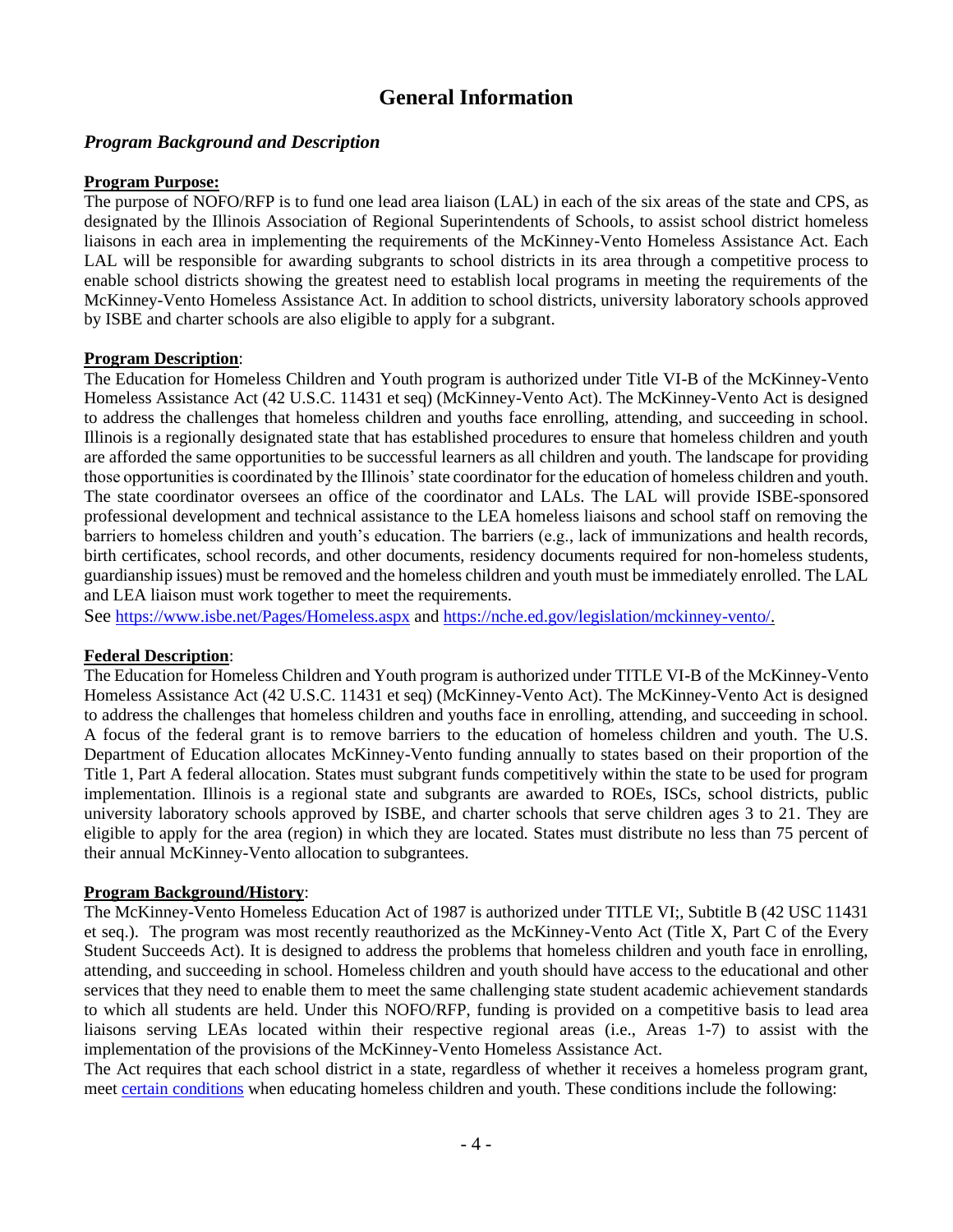# General Information

## *Program Background and Description*

**Program Purpose:**

The purpose of NOFO/RFP is to fund one lead area liaison (LAL) in each of the six areas of the state and CPS, as designated by the Illinois Association of Regional Superintendents of Schools, to assist school district homeless liaisons in each area in implementing the requirements of the McKinney-Vento Homeless Assistance Act. Each LAL will be responsible for awarding subgrants to school districts in its area through a competitive process to enable school districts showing the greatest need to establish local programs in meeting the requirements of the McKinney-Vento Homeless Assistance Act. In addition to school districts, university laboratory schools approved by ISBE and charter schools are also eligible to apply for a subgrant.

**Program Description**:

The Education for Homeless Children and Youth program is authorized under Title VI-B of the McKinney-Vento Homeless Assistance Act (42 U.S.C. 11431 et seq) (McKinney-Vento Act). The McKinney-Vento Act is designed to address the challenges that homeless children and youths face enrolling, attending, and succeeding in school. Illinois is a regionally designated state that has established procedures to ensure that homeless children and youth are afforded the same opportunities to be successful learners as all children and youth. The landscape for providing those opportunities is coordinated by the Illinois' state coordinator for the education of homeless children and youth. The state coordinator oversees an office of the coordinator and LALs. The LAL will provide ISBE-sponsored professional development and technical assistance to the LEA homeless liaisons and school staff on removing the barriers to homeless children and youth's education. The barriers (e.g., lack of immunizations and health records, birth certificates, school records, and other documents, residency documents required for non-homeless students, guardianship issues) must be removed and the homeless children and youth must be immediately enrolled. The LAL and LEA liaison must work together to meet the requirements.

See https://www.isbe.net/Pages/Homeless.aspx and https://nche.ed.gov/legislation/mckinney-vento/.

**Federal Description**:

The Education for Homeless Children and Youth program is authorized under TITLE VI-B of the McKinney-Vento Homeless Assistance Act (42 U.S.C. 11431 et seq) (McKinney-Vento Act). The McKinney-Vento Act is designed to address the challenges that homeless children and youths face in enrolling, attending, and succeeding in school. A focus of the federal grant is to remove barriers to the education of homeless children and youth. The U.S. Department of Education allocates McKinney-Vento funding annually to states based on their proportion of the Title 1, Part A federal allocation. States must subgrant funds competitively within the state to be used for program implementation. Illinois is a regional state and subgrants are awarded to ROEs, ISCs, school districts, public university laboratory schools approved by ISBE, and charter schools that serve children ages 3 to 21. They are eligible to apply for the area (region) in which they are located. States must distribute no less than 75 percent of their annual McKinney-Vento allocation to subgrantees.

**Program Background/History**:

The McKinney-Vento Homeless Education Act of 1987 is authorized under TITLE VI;, Subtitle B (42 USC 11431 et seq.). The program was most recently reauthorized as the McKinney-Vento Act (Title X, Part C of the Every Student Succeeds Act). It is designed to address the problems that homeless children and youth face in enrolling, attending, and succeeding in school. Homeless children and youth should have access to the educational and other services that they need to enable them to meet the same challenging state student academic achievement standards to which all students are held. Under this NOFO/RFP, funding is provided on a competitive basis to lead area liaisons serving LEAs located within their respective regional areas (i.e., Areas 1-7) to assist with the implementation of the provisions of the McKinney-Vento Homeless Assistance Act.

The Act requires that each school district in a state, regardless of whether it receives a homeless program grant, meet certain conditions when educating homeless children and youth. These conditions include the following: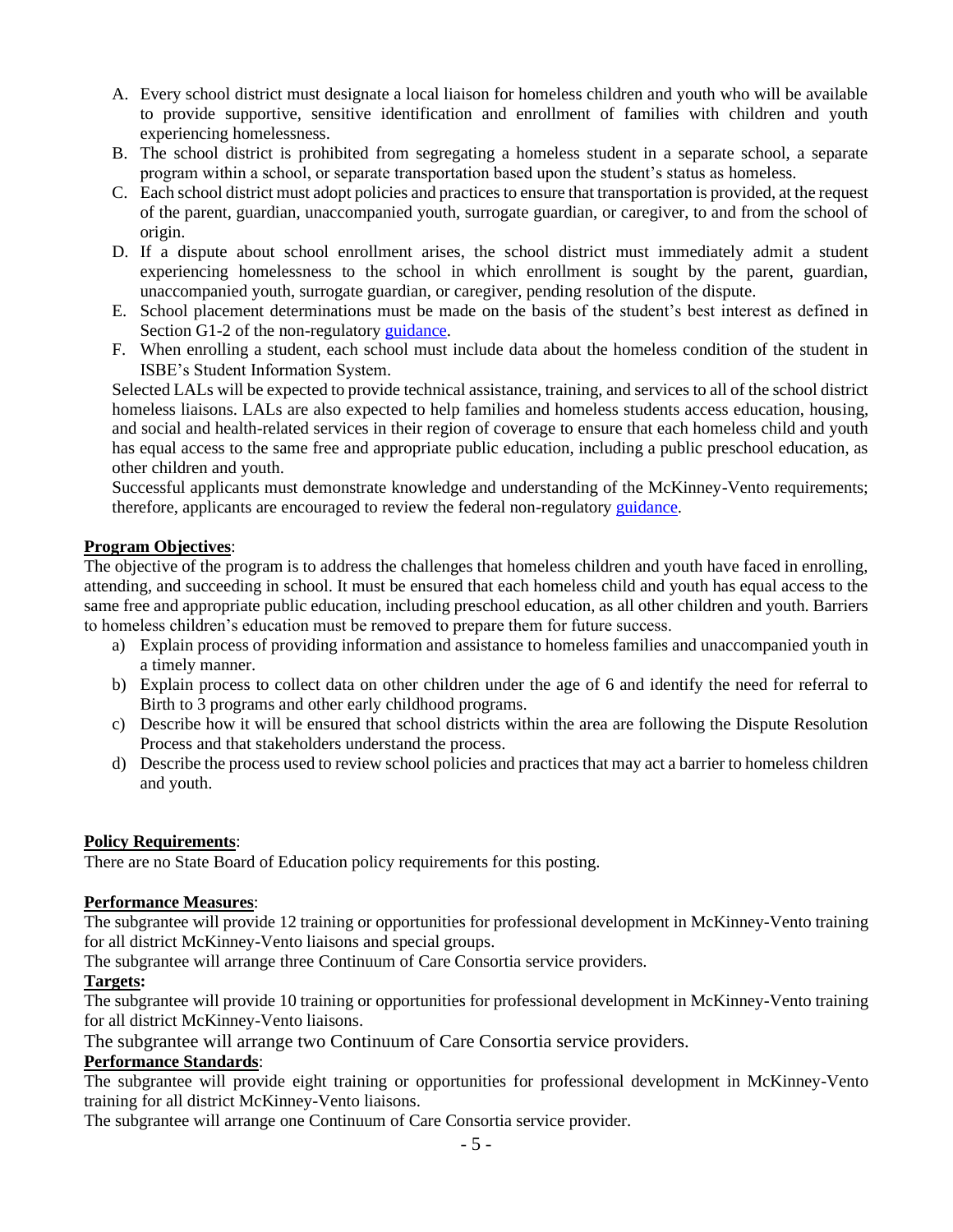A. Every school district must designate a local liaison for homeless children and youth who will be available to provide supportive, sensitive identification and enrollment of families with children and youth experiencing homelessness.
B. The school district is prohibited from segregating a homeless student in a separate school, a separate program within a school, or separate transportation based upon the student's status as homeless.
C. Each school district must adopt policies and practices to ensure that transportation is provided, at the request of the parent, guardian, unaccompanied youth, surrogate guardian, or caregiver, to and from the school of origin.
D. If a dispute about school enrollment arises, the school district must immediately admit a student experiencing homelessness to the school in which enrollment is sought by the parent, guardian, unaccompanied youth, surrogate guardian, or caregiver, pending resolution of the dispute.
E. School placement determinations must be made on the basis of the student's best interest as defined in Section G1-2 of the non-regulatory guidance.
F. When enrolling a student, each school must include data about the homeless condition of the student in ISBE's Student Information System.

Selected LALs will be expected to provide technical assistance, training, and services to all of the school district homeless liaisons. LALs are also expected to help families and homeless students access education, housing, and social and health-related services in their region of coverage to ensure that each homeless child and youth has equal access to the same free and appropriate public education, including a public preschool education, as other children and youth.

Successful applicants must demonstrate knowledge and understanding of the McKinney-Vento requirements; therefore, applicants are encouraged to review the federal non-regulatory guidance.

**Program Objectives**:

The objective of the program is to address the challenges that homeless children and youth have faced in enrolling, attending, and succeeding in school. It must be ensured that each homeless child and youth has equal access to the same free and appropriate public education, including preschool education, as all other children and youth. Barriers to homeless children's education must be removed to prepare them for future success.

a) Explain process of providing information and assistance to homeless families and unaccompanied youth in a timely manner.
b) Explain process to collect data on other children under the age of 6 and identify the need for referral to Birth to 3 programs and other early childhood programs.
c) Describe how it will be ensured that school districts within the area are following the Dispute Resolution Process and that stakeholders understand the process.
d) Describe the process used to review school policies and practices that may act a barrier to homeless children and youth.

**Policy Requirements**:

There are no State Board of Education policy requirements for this posting.

**Performance Measures**:

The subgrantee will provide 12 training or opportunities for professional development in McKinney-Vento training for all district McKinney-Vento liaisons and special groups.

The subgrantee will arrange three Continuum of Care Consortia service providers.

**Targets:**

The subgrantee will provide 10 training or opportunities for professional development in McKinney-Vento training for all district McKinney-Vento liaisons.

The subgrantee will arrange two Continuum of Care Consortia service providers.

**Performance Standards**:

The subgrantee will provide eight training or opportunities for professional development in McKinney-Vento training for all district McKinney-Vento liaisons.

The subgrantee will arrange one Continuum of Care Consortia service provider.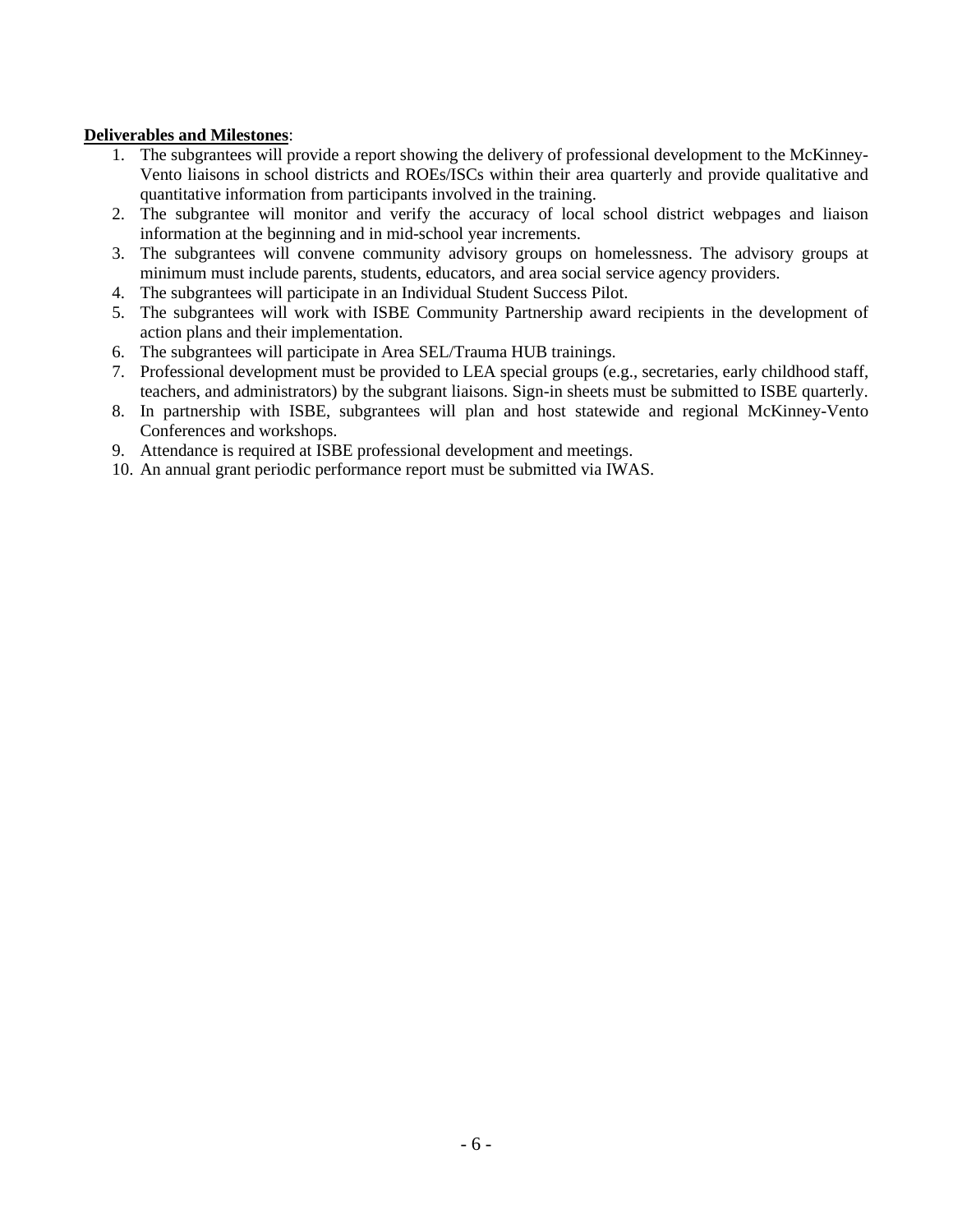**<u>Deliverables and Milestones</u>**:

1. The subgrantees will provide a report showing the delivery of professional development to the McKinney-Vento liaisons in school districts and ROEs/ISCs within their area quarterly and provide qualitative and quantitative information from participants involved in the training.
2. The subgrantee will monitor and verify the accuracy of local school district webpages and liaison information at the beginning and in mid-school year increments.
3. The subgrantees will convene community advisory groups on homelessness. The advisory groups at minimum must include parents, students, educators, and area social service agency providers.
4. The subgrantees will participate in an Individual Student Success Pilot.
5. The subgrantees will work with ISBE Community Partnership award recipients in the development of action plans and their implementation.
6. The subgrantees will participate in Area SEL/Trauma HUB trainings.
7. Professional development must be provided to LEA special groups (e.g., secretaries, early childhood staff, teachers, and administrators) by the subgrant liaisons. Sign-in sheets must be submitted to ISBE quarterly.
8. In partnership with ISBE, subgrantees will plan and host statewide and regional McKinney-Vento Conferences and workshops.
9. Attendance is required at ISBE professional development and meetings.
10. An annual grant periodic performance report must be submitted via IWAS.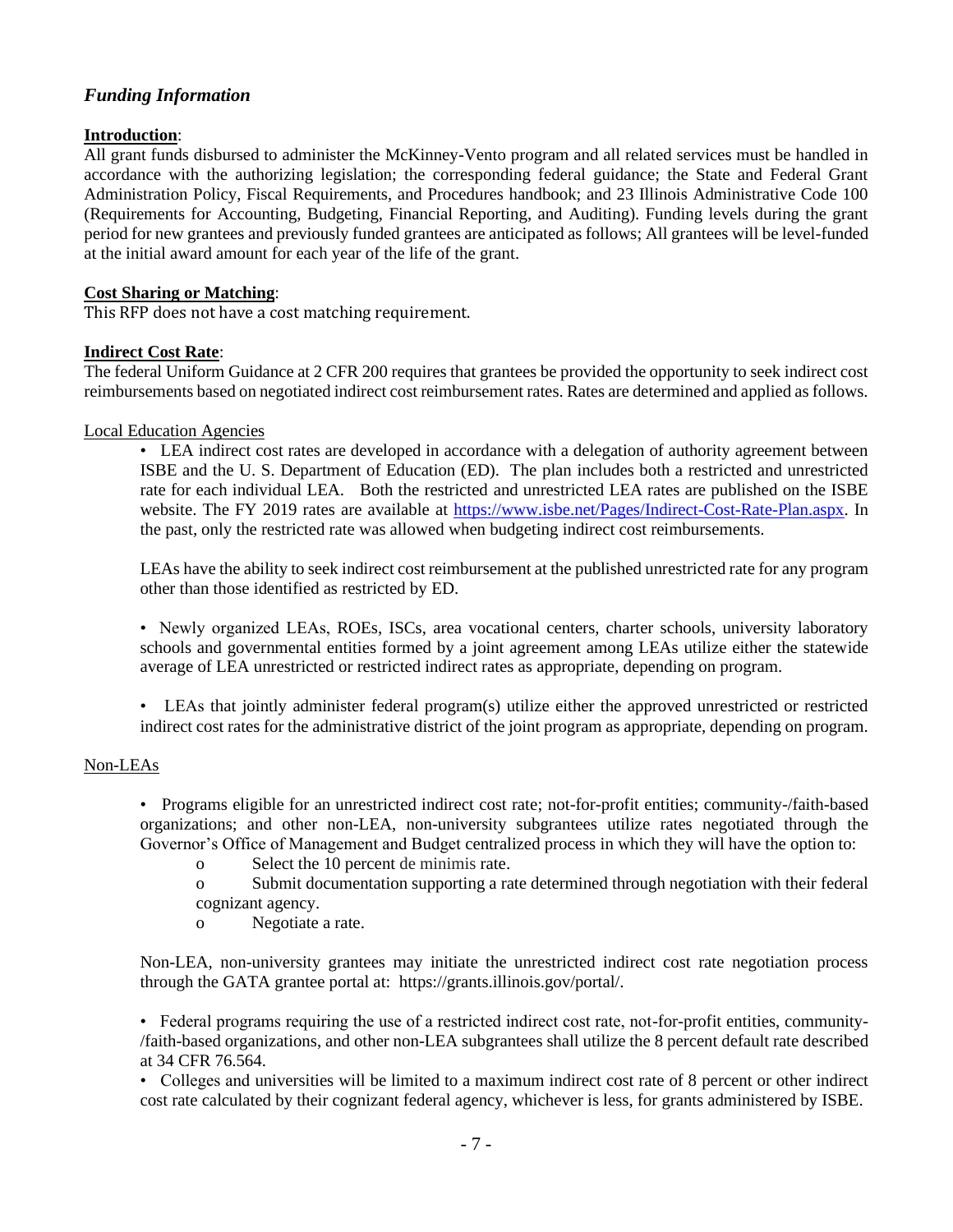### *Funding Information*

**Introduction**:
All grant funds disbursed to administer the McKinney-Vento program and all related services must be handled in accordance with the authorizing legislation; the corresponding federal guidance; the State and Federal Grant Administration Policy, Fiscal Requirements, and Procedures handbook; and 23 Illinois Administrative Code 100 (Requirements for Accounting, Budgeting, Financial Reporting, and Auditing). Funding levels during the grant period for new grantees and previously funded grantees are anticipated as follows; All grantees will be level-funded at the initial award amount for each year of the life of the grant.

**Cost Sharing or Matching**:
This RFP does not have a cost matching requirement.

**Indirect Cost Rate**:
The federal Uniform Guidance at 2 CFR 200 requires that grantees be provided the opportunity to seek indirect cost reimbursements based on negotiated indirect cost reimbursement rates. Rates are determined and applied as follows.

Local Education Agencies

- LEA indirect cost rates are developed in accordance with a delegation of authority agreement between ISBE and the U. S. Department of Education (ED). The plan includes both a restricted and unrestricted rate for each individual LEA. Both the restricted and unrestricted LEA rates are published on the ISBE website. The FY 2019 rates are available at [https://www.isbe.net/Pages/Indirect-Cost-Rate-Plan.aspx](https://www.isbe.net/Pages/Indirect-Cost-Rate-Plan.aspx). In the past, only the restricted rate was allowed when budgeting indirect cost reimbursements.

  LEAs have the ability to seek indirect cost reimbursement at the published unrestricted rate for any program other than those identified as restricted by ED.

- Newly organized LEAs, ROEs, ISCs, area vocational centers, charter schools, university laboratory schools and governmental entities formed by a joint agreement among LEAs utilize either the statewide average of LEA unrestricted or restricted indirect rates as appropriate, depending on program.

- LEAs that jointly administer federal program(s) utilize either the approved unrestricted or restricted indirect cost rates for the administrative district of the joint program as appropriate, depending on program.

Non-LEAs

- Programs eligible for an unrestricted indirect cost rate; not-for-profit entities; community-/faith-based organizations; and other non-LEA, non-university subgrantees utilize rates negotiated through the Governor's Office of Management and Budget centralized process in which they will have the option to:
  - Select the 10 percent de minimis rate.
  - Submit documentation supporting a rate determined through negotiation with their federal cognizant agency.
  - Negotiate a rate.

  Non-LEA, non-university grantees may initiate the unrestricted indirect cost rate negotiation process through the GATA grantee portal at: https://grants.illinois.gov/portal/.

- Federal programs requiring the use of a restricted indirect cost rate, not-for-profit entities, community-/faith-based organizations, and other non-LEA subgrantees shall utilize the 8 percent default rate described at 34 CFR 76.564.
- Colleges and universities will be limited to a maximum indirect cost rate of 8 percent or other indirect cost rate calculated by their cognizant federal agency, whichever is less, for grants administered by ISBE.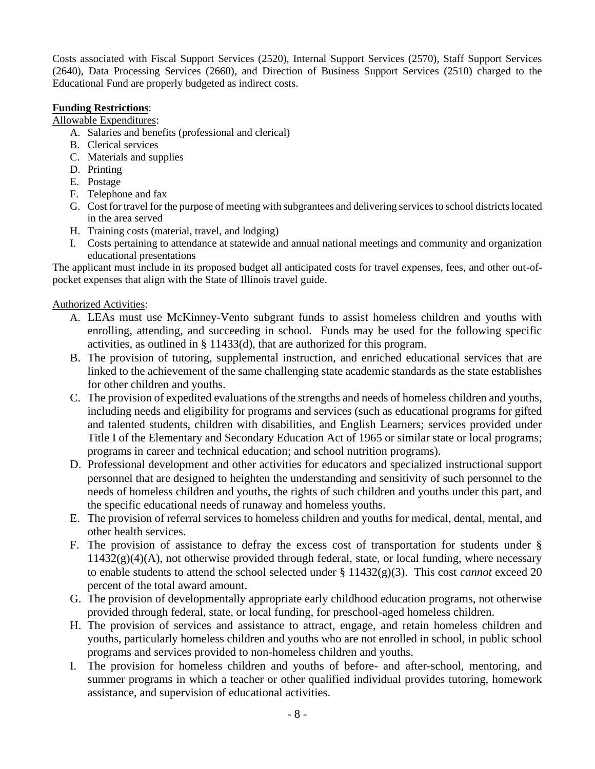Costs associated with Fiscal Support Services (2520), Internal Support Services (2570), Staff Support Services (2640), Data Processing Services (2660), and Direction of Business Support Services (2510) charged to the Educational Fund are properly budgeted as indirect costs.

**Funding Restrictions**:

Allowable Expenditures:

A. Salaries and benefits (professional and clerical)
B. Clerical services
C. Materials and supplies
D. Printing
E. Postage
F. Telephone and fax
G. Cost for travel for the purpose of meeting with subgrantees and delivering services to school districts located in the area served
H. Training costs (material, travel, and lodging)
I. Costs pertaining to attendance at statewide and annual national meetings and community and organization educational presentations

The applicant must include in its proposed budget all anticipated costs for travel expenses, fees, and other out-of-pocket expenses that align with the State of Illinois travel guide.

Authorized Activities:

A. LEAs must use McKinney-Vento subgrant funds to assist homeless children and youths with enrolling, attending, and succeeding in school. Funds may be used for the following specific activities, as outlined in § 11433(d), that are authorized for this program.
B. The provision of tutoring, supplemental instruction, and enriched educational services that are linked to the achievement of the same challenging state academic standards as the state establishes for other children and youths.
C. The provision of expedited evaluations of the strengths and needs of homeless children and youths, including needs and eligibility for programs and services (such as educational programs for gifted and talented students, children with disabilities, and English Learners; services provided under Title I of the Elementary and Secondary Education Act of 1965 or similar state or local programs; programs in career and technical education; and school nutrition programs).
D. Professional development and other activities for educators and specialized instructional support personnel that are designed to heighten the understanding and sensitivity of such personnel to the needs of homeless children and youths, the rights of such children and youths under this part, and the specific educational needs of runaway and homeless youths.
E. The provision of referral services to homeless children and youths for medical, dental, mental, and other health services.
F. The provision of assistance to defray the excess cost of transportation for students under § 11432(g)(4)(A), not otherwise provided through federal, state, or local funding, where necessary to enable students to attend the school selected under § 11432(g)(3). This cost *cannot* exceed 20 percent of the total award amount.
G. The provision of developmentally appropriate early childhood education programs, not otherwise provided through federal, state, or local funding, for preschool-aged homeless children.
H. The provision of services and assistance to attract, engage, and retain homeless children and youths, particularly homeless children and youths who are not enrolled in school, in public school programs and services provided to non-homeless children and youths.
I. The provision for homeless children and youths of before- and after-school, mentoring, and summer programs in which a teacher or other qualified individual provides tutoring, homework assistance, and supervision of educational activities.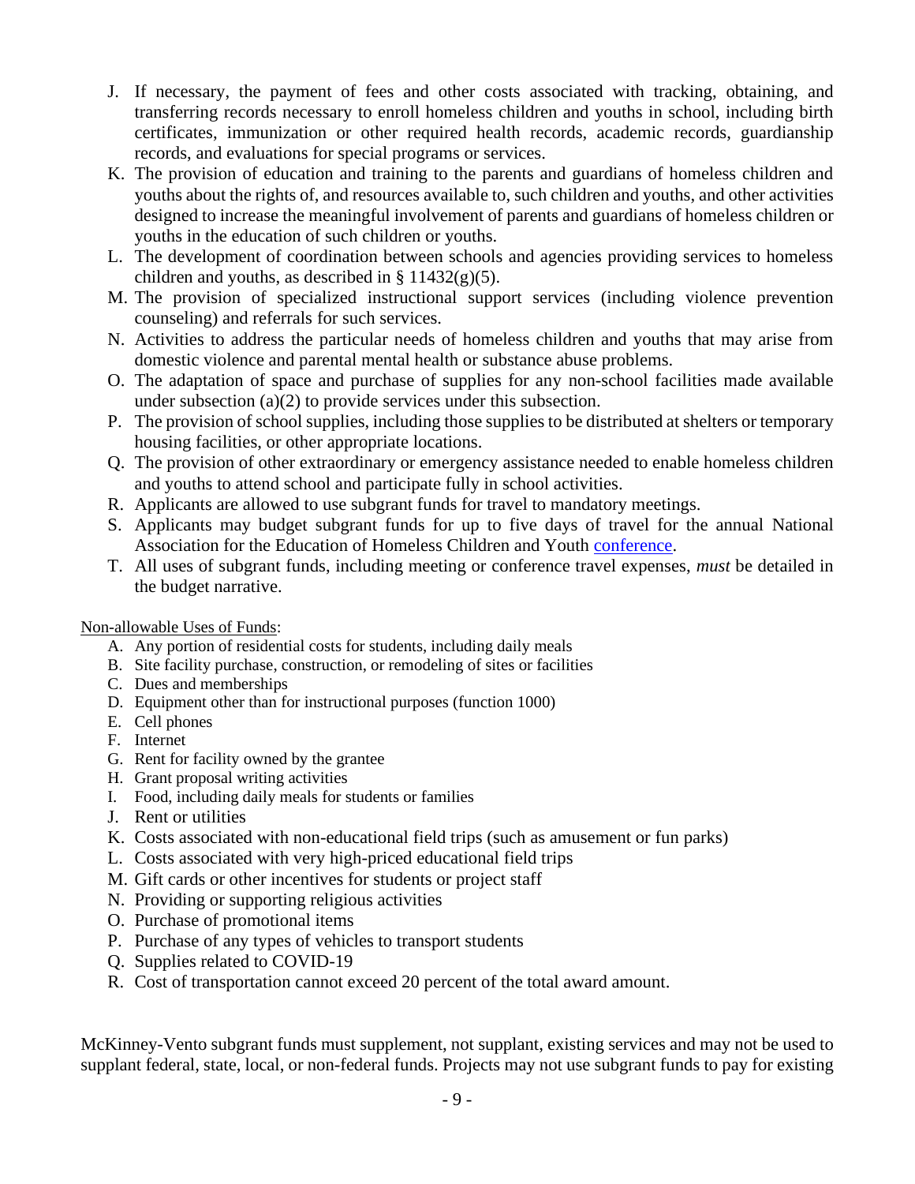J. If necessary, the payment of fees and other costs associated with tracking, obtaining, and transferring records necessary to enroll homeless children and youths in school, including birth certificates, immunization or other required health records, academic records, guardianship records, and evaluations for special programs or services.
K. The provision of education and training to the parents and guardians of homeless children and youths about the rights of, and resources available to, such children and youths, and other activities designed to increase the meaningful involvement of parents and guardians of homeless children or youths in the education of such children or youths.
L. The development of coordination between schools and agencies providing services to homeless children and youths, as described in § 11432(g)(5).
M. The provision of specialized instructional support services (including violence prevention counseling) and referrals for such services.
N. Activities to address the particular needs of homeless children and youths that may arise from domestic violence and parental mental health or substance abuse problems.
O. The adaptation of space and purchase of supplies for any non-school facilities made available under subsection (a)(2) to provide services under this subsection.
P. The provision of school supplies, including those supplies to be distributed at shelters or temporary housing facilities, or other appropriate locations.
Q. The provision of other extraordinary or emergency assistance needed to enable homeless children and youths to attend school and participate fully in school activities.
R. Applicants are allowed to use subgrant funds for travel to mandatory meetings.
S. Applicants may budget subgrant funds for up to five days of travel for the annual National Association for the Education of Homeless Children and Youth conference.
T. All uses of subgrant funds, including meeting or conference travel expenses, *must* be detailed in the budget narrative.

Non-allowable Uses of Funds:

A. Any portion of residential costs for students, including daily meals
B. Site facility purchase, construction, or remodeling of sites or facilities
C. Dues and memberships
D. Equipment other than for instructional purposes (function 1000)
E. Cell phones
F. Internet
G. Rent for facility owned by the grantee
H. Grant proposal writing activities
I. Food, including daily meals for students or families
J. Rent or utilities
K. Costs associated with non-educational field trips (such as amusement or fun parks)
L. Costs associated with very high-priced educational field trips
M. Gift cards or other incentives for students or project staff
N. Providing or supporting religious activities
O. Purchase of promotional items
P. Purchase of any types of vehicles to transport students
Q. Supplies related to COVID-19
R. Cost of transportation cannot exceed 20 percent of the total award amount.

McKinney-Vento subgrant funds must supplement, not supplant, existing services and may not be used to supplant federal, state, local, or non-federal funds. Projects may not use subgrant funds to pay for existing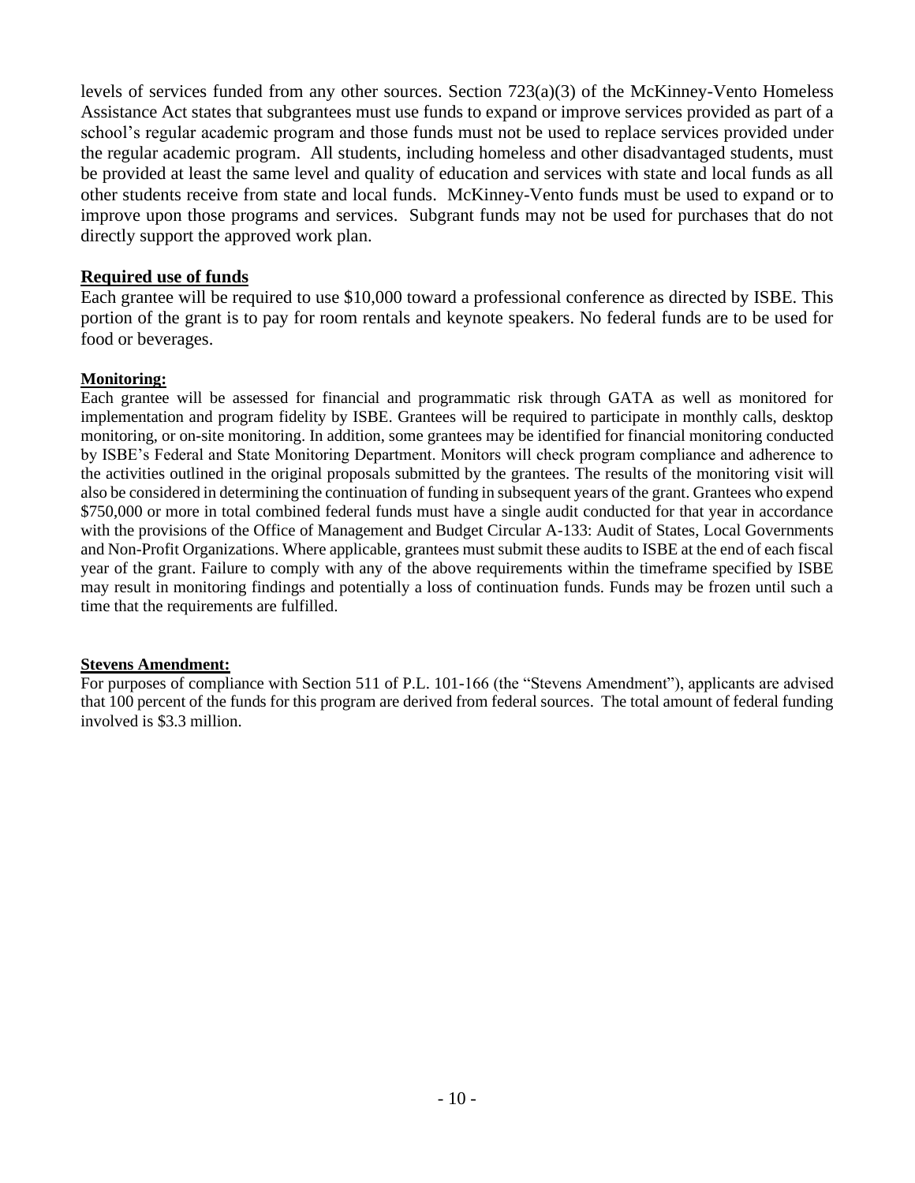levels of services funded from any other sources. Section 723(a)(3) of the McKinney-Vento Homeless Assistance Act states that subgrantees must use funds to expand or improve services provided as part of a school's regular academic program and those funds must not be used to replace services provided under the regular academic program. All students, including homeless and other disadvantaged students, must be provided at least the same level and quality of education and services with state and local funds as all other students receive from state and local funds. McKinney-Vento funds must be used to expand or to improve upon those programs and services. Subgrant funds may not be used for purchases that do not directly support the approved work plan.

**Required use of funds**

Each grantee will be required to use $10,000 toward a professional conference as directed by ISBE. This portion of the grant is to pay for room rentals and keynote speakers. No federal funds are to be used for food or beverages.

**Monitoring:**

Each grantee will be assessed for financial and programmatic risk through GATA as well as monitored for implementation and program fidelity by ISBE. Grantees will be required to participate in monthly calls, desktop monitoring, or on-site monitoring. In addition, some grantees may be identified for financial monitoring conducted by ISBE's Federal and State Monitoring Department. Monitors will check program compliance and adherence to the activities outlined in the original proposals submitted by the grantees. The results of the monitoring visit will also be considered in determining the continuation of funding in subsequent years of the grant. Grantees who expend $750,000 or more in total combined federal funds must have a single audit conducted for that year in accordance with the provisions of the Office of Management and Budget Circular A-133: Audit of States, Local Governments and Non-Profit Organizations. Where applicable, grantees must submit these audits to ISBE at the end of each fiscal year of the grant. Failure to comply with any of the above requirements within the timeframe specified by ISBE may result in monitoring findings and potentially a loss of continuation funds. Funds may be frozen until such a time that the requirements are fulfilled.

**Stevens Amendment:**

For purposes of compliance with Section 511 of P.L. 101-166 (the "Stevens Amendment"), applicants are advised that 100 percent of the funds for this program are derived from federal sources. The total amount of federal funding involved is $3.3 million.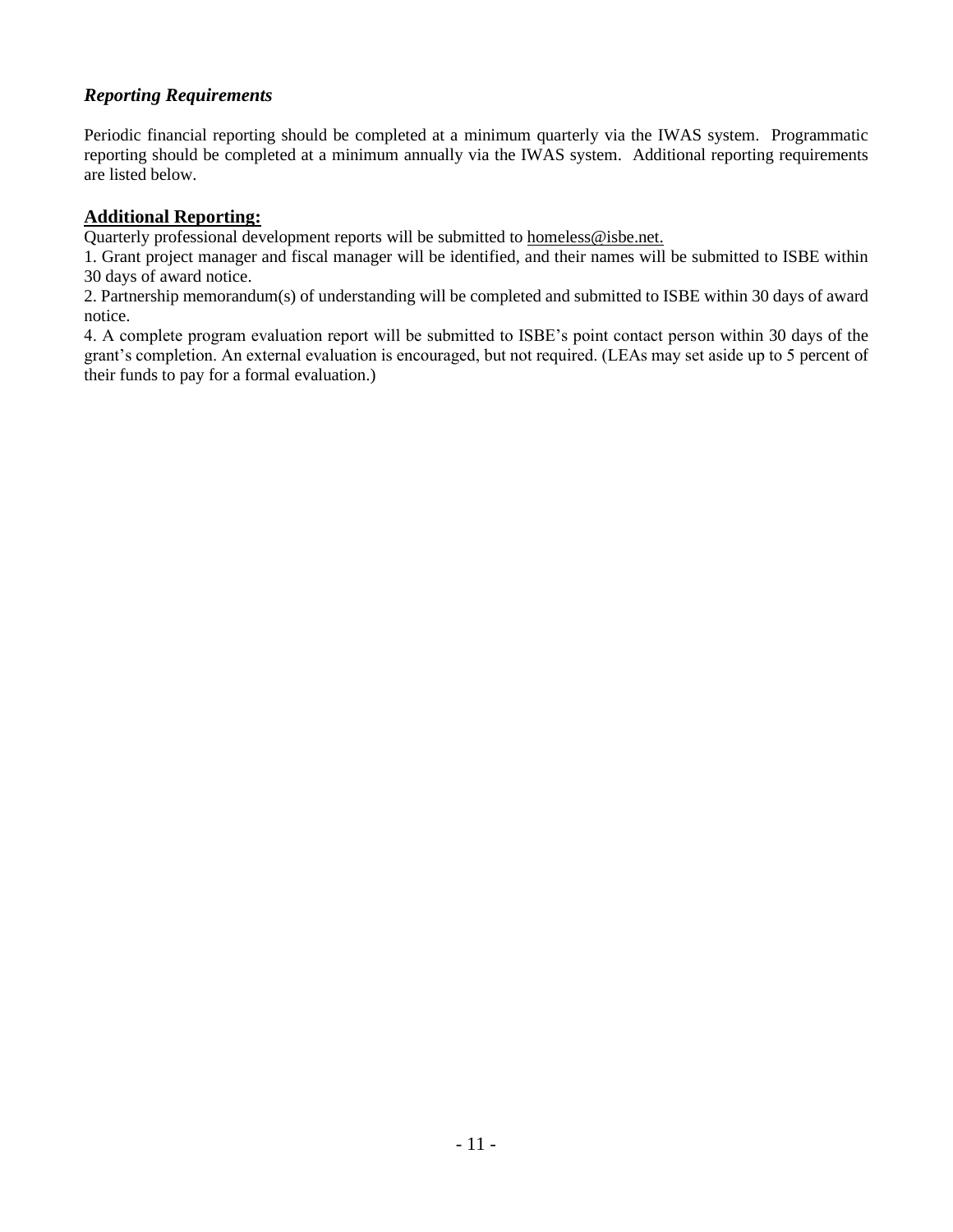### *Reporting Requirements*

Periodic financial reporting should be completed at a minimum quarterly via the IWAS system. Programmatic reporting should be completed at a minimum annually via the IWAS system. Additional reporting requirements are listed below.

**Additional Reporting:**

Quarterly professional development reports will be submitted to homeless@isbe.net.

1. Grant project manager and fiscal manager will be identified, and their names will be submitted to ISBE within 30 days of award notice.

2. Partnership memorandum(s) of understanding will be completed and submitted to ISBE within 30 days of award notice.

4. A complete program evaluation report will be submitted to ISBE's point contact person within 30 days of the grant's completion. An external evaluation is encouraged, but not required. (LEAs may set aside up to 5 percent of their funds to pay for a formal evaluation.)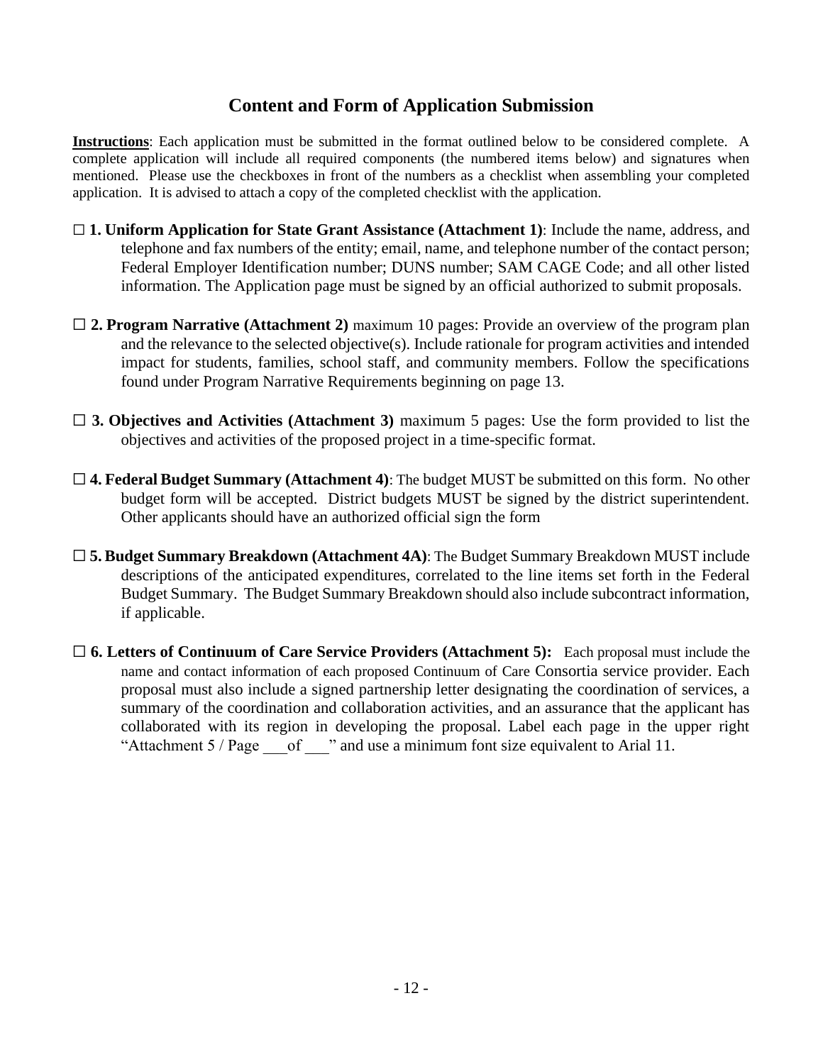## Content and Form of Application Submission

**Instructions**: Each application must be submitted in the format outlined below to be considered complete. A complete application will include all required components (the numbered items below) and signatures when mentioned. Please use the checkboxes in front of the numbers as a checklist when assembling your completed application. It is advised to attach a copy of the completed checklist with the application.

☐ **1. Uniform Application for State Grant Assistance (Attachment 1)**: Include the name, address, and telephone and fax numbers of the entity; email, name, and telephone number of the contact person; Federal Employer Identification number; DUNS number; SAM CAGE Code; and all other listed information. The Application page must be signed by an official authorized to submit proposals.

☐ **2. Program Narrative (Attachment 2)** maximum 10 pages: Provide an overview of the program plan and the relevance to the selected objective(s). Include rationale for program activities and intended impact for students, families, school staff, and community members. Follow the specifications found under Program Narrative Requirements beginning on page 13.

☐ **3. Objectives and Activities (Attachment 3)** maximum 5 pages: Use the form provided to list the objectives and activities of the proposed project in a time-specific format.

☐ **4. Federal Budget Summary (Attachment 4)**: The budget MUST be submitted on this form. No other budget form will be accepted. District budgets MUST be signed by the district superintendent. Other applicants should have an authorized official sign the form

☐ **5. Budget Summary Breakdown (Attachment 4A)**: The Budget Summary Breakdown MUST include descriptions of the anticipated expenditures, correlated to the line items set forth in the Federal Budget Summary. The Budget Summary Breakdown should also include subcontract information, if applicable.

☐ **6. Letters of Continuum of Care Service Providers (Attachment 5):** Each proposal must include the name and contact information of each proposed Continuum of Care Consortia service provider. Each proposal must also include a signed partnership letter designating the coordination of services, a summary of the coordination and collaboration activities, and an assurance that the applicant has collaborated with its region in developing the proposal. Label each page in the upper right "Attachment 5 / Page \_\_\_of \_\_\_" and use a minimum font size equivalent to Arial 11.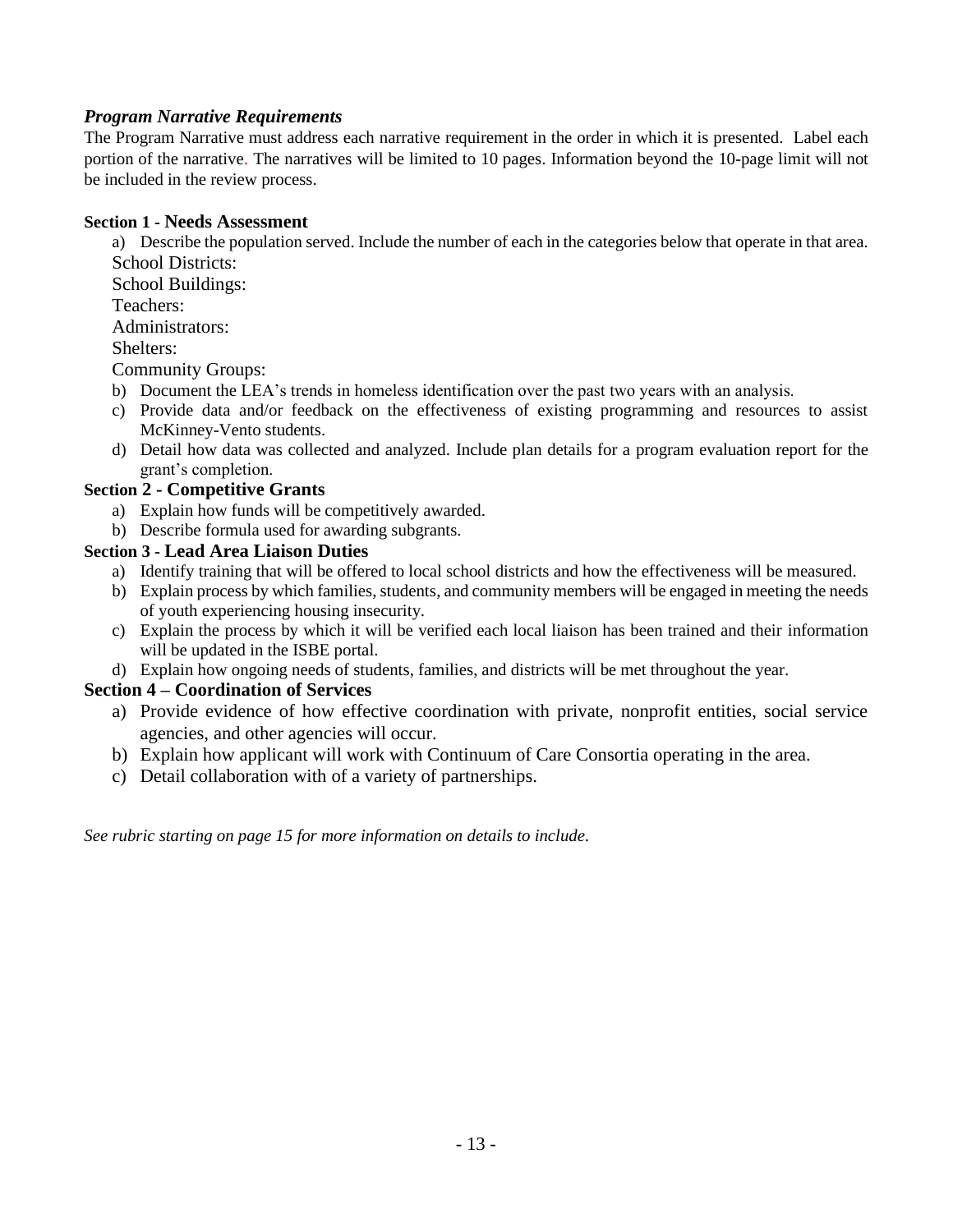### *Program Narrative Requirements*

The Program Narrative must address each narrative requirement in the order in which it is presented. Label each portion of the narrative. The narratives will be limited to 10 pages. Information beyond the 10-page limit will not be included in the review process.

**Section 1 - Needs Assessment**

a) Describe the population served. Include the number of each in the categories below that operate in that area.
School Districts:
School Buildings:
Teachers:
Administrators:
Shelters:
Community Groups:

b) Document the LEA's trends in homeless identification over the past two years with an analysis.

c) Provide data and/or feedback on the effectiveness of existing programming and resources to assist McKinney-Vento students.

d) Detail how data was collected and analyzed. Include plan details for a program evaluation report for the grant's completion.

**Section 2 - Competitive Grants**

a) Explain how funds will be competitively awarded.

b) Describe formula used for awarding subgrants.

**Section 3 - Lead Area Liaison Duties**

a) Identify training that will be offered to local school districts and how the effectiveness will be measured.

b) Explain process by which families, students, and community members will be engaged in meeting the needs of youth experiencing housing insecurity.

c) Explain the process by which it will be verified each local liaison has been trained and their information will be updated in the ISBE portal.

d) Explain how ongoing needs of students, families, and districts will be met throughout the year.

**Section 4 – Coordination of Services**

a) Provide evidence of how effective coordination with private, nonprofit entities, social service agencies, and other agencies will occur.

b) Explain how applicant will work with Continuum of Care Consortia operating in the area.

c) Detail collaboration with of a variety of partnerships.

*See rubric starting on page 15 for more information on details to include.*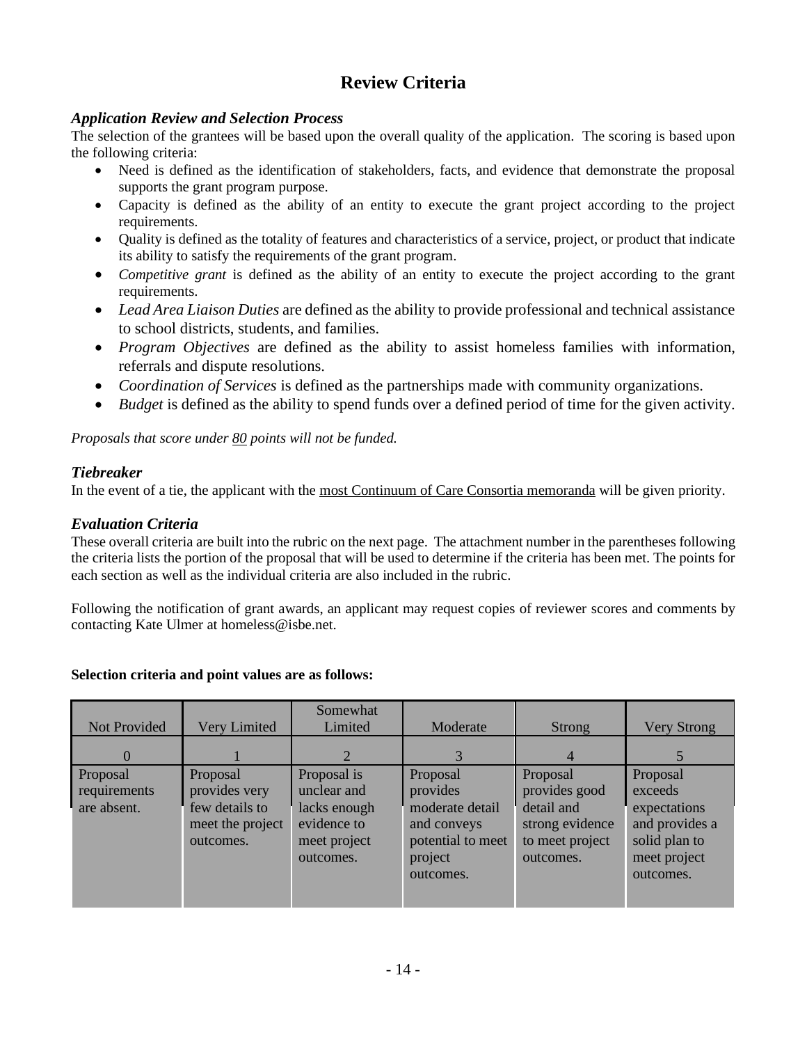# Review Criteria

### *Application Review and Selection Process*

The selection of the grantees will be based upon the overall quality of the application. The scoring is based upon the following criteria:

- Need is defined as the identification of stakeholders, facts, and evidence that demonstrate the proposal supports the grant program purpose.
- Capacity is defined as the ability of an entity to execute the grant project according to the project requirements.
- Quality is defined as the totality of features and characteristics of a service, project, or product that indicate its ability to satisfy the requirements of the grant program.
- *Competitive grant* is defined as the ability of an entity to execute the project according to the grant requirements.
- *Lead Area Liaison Duties* are defined as the ability to provide professional and technical assistance to school districts, students, and families.
- *Program Objectives* are defined as the ability to assist homeless families with information, referrals and dispute resolutions.
- *Coordination of Services* is defined as the partnerships made with community organizations.
- *Budget* is defined as the ability to spend funds over a defined period of time for the given activity.

*Proposals that score under <u>80</u> points will not be funded.*

### *Tiebreaker*

In the event of a tie, the applicant with the <u>most Continuum of Care Consortia memoranda</u> will be given priority.

### *Evaluation Criteria*

These overall criteria are built into the rubric on the next page. The attachment number in the parentheses following the criteria lists the portion of the proposal that will be used to determine if the criteria has been met. The points for each section as well as the individual criteria are also included in the rubric.

Following the notification of grant awards, an applicant may request copies of reviewer scores and comments by contacting Kate Ulmer at homeless@isbe.net.

**Selection criteria and point values are as follows:**

| Not Provided | Very Limited | Somewhat Limited | Moderate | Strong | Very Strong |
|---|---|---|---|---|---|
| 0 | 1 | 2 | 3 | 4 | 5 |
| Proposal requirements are absent. | Proposal provides very few details to meet the project outcomes. | Proposal is unclear and lacks enough evidence to meet project outcomes. | Proposal provides moderate detail and conveys potential to meet project outcomes. | Proposal provides good detail and strong evidence to meet project outcomes. | Proposal exceeds expectations and provides a solid plan to meet project outcomes. |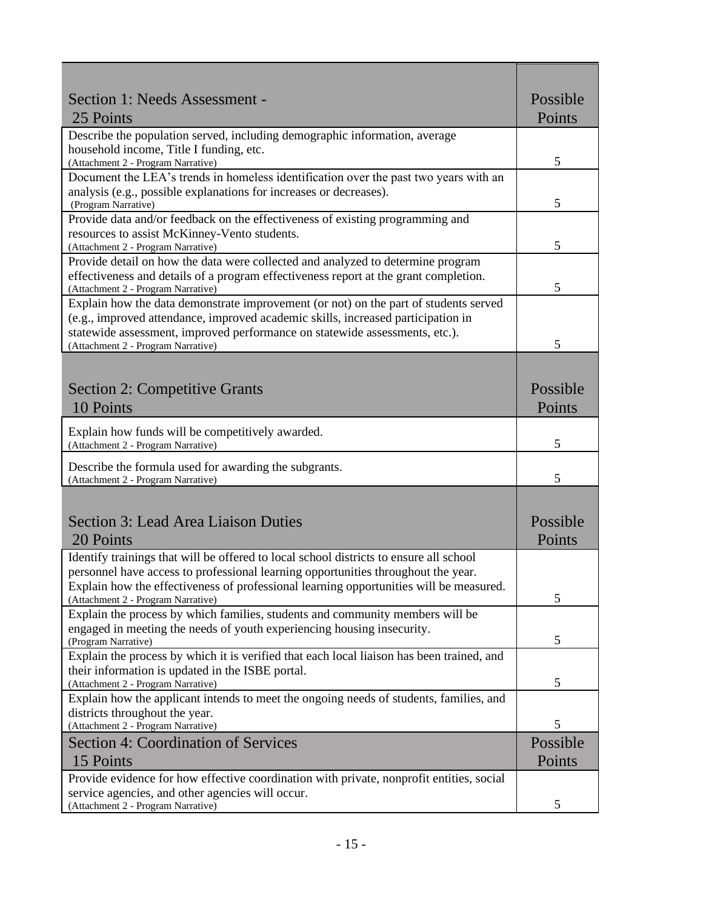| Section 1: Needs Assessment - 25 Points | Possible Points |
|---|---|
| Describe the population served, including demographic information, average household income, Title I funding, etc. (Attachment 2 - Program Narrative) | 5 |
| Document the LEA's trends in homeless identification over the past two years with an analysis (e.g., possible explanations for increases or decreases). (Program Narrative) | 5 |
| Provide data and/or feedback on the effectiveness of existing programming and resources to assist McKinney-Vento students. (Attachment 2 - Program Narrative) | 5 |
| Provide detail on how the data were collected and analyzed to determine program effectiveness and details of a program effectiveness report at the grant completion. (Attachment 2 - Program Narrative) | 5 |
| Explain how the data demonstrate improvement (or not) on the part of students served (e.g., improved attendance, improved academic skills, increased participation in statewide assessment, improved performance on statewide assessments, etc.). (Attachment 2 - Program Narrative) | 5 |
| **Section 2: Competitive Grants 10 Points** | **Possible Points** |
| Explain how funds will be competitively awarded. (Attachment 2 - Program Narrative) | 5 |
| Describe the formula used for awarding the subgrants. (Attachment 2 - Program Narrative) | 5 |
| **Section 3: Lead Area Liaison Duties 20 Points** | **Possible Points** |
| Identify trainings that will be offered to local school districts to ensure all school personnel have access to professional learning opportunities throughout the year. Explain how the effectiveness of professional learning opportunities will be measured. (Attachment 2 - Program Narrative) | 5 |
| Explain the process by which families, students and community members will be engaged in meeting the needs of youth experiencing housing insecurity. (Program Narrative) | 5 |
| Explain the process by which it is verified that each local liaison has been trained, and their information is updated in the ISBE portal. (Attachment 2 - Program Narrative) | 5 |
| Explain how the applicant intends to meet the ongoing needs of students, families, and districts throughout the year. (Attachment 2 - Program Narrative) | 5 |
| **Section 4: Coordination of Services 15 Points** | **Possible Points** |
| Provide evidence for how effective coordination with private, nonprofit entities, social service agencies, and other agencies will occur. (Attachment 2 - Program Narrative) | 5 |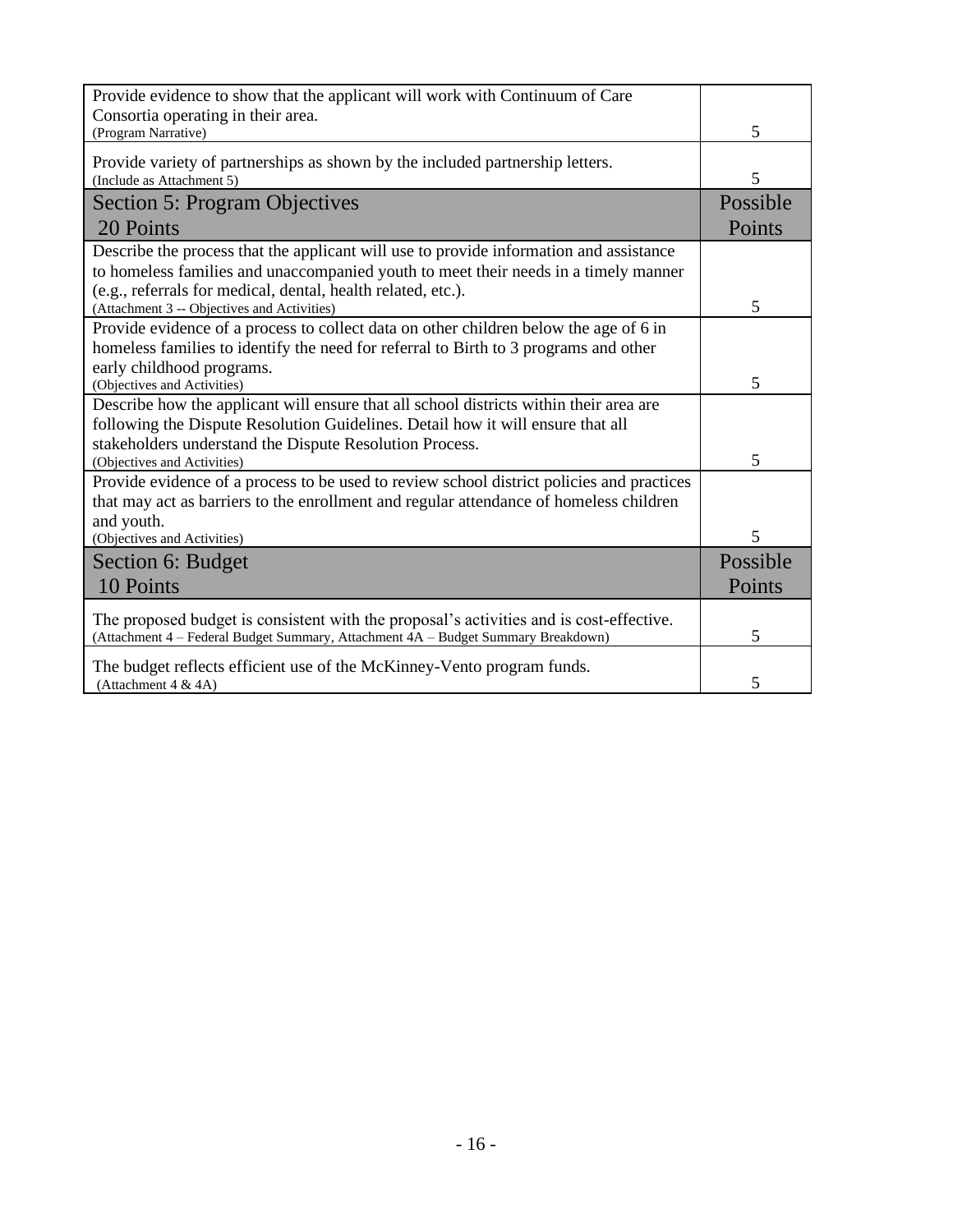| | |
|---|---|
| Provide evidence to show that the applicant will work with Continuum of Care Consortia operating in their area.<br>(Program Narrative) | 5 |
| Provide variety of partnerships as shown by the included partnership letters.<br>(Include as Attachment 5) | 5 |
| **Section 5: Program Objectives<br>20 Points** | **Possible Points** |
| Describe the process that the applicant will use to provide information and assistance to homeless families and unaccompanied youth to meet their needs in a timely manner (e.g., referrals for medical, dental, health related, etc.).<br>(Attachment 3 -- Objectives and Activities) | 5 |
| Provide evidence of a process to collect data on other children below the age of 6 in homeless families to identify the need for referral to Birth to 3 programs and other early childhood programs.<br>(Objectives and Activities) | 5 |
| Describe how the applicant will ensure that all school districts within their area are following the Dispute Resolution Guidelines. Detail how it will ensure that all stakeholders understand the Dispute Resolution Process.<br>(Objectives and Activities) | 5 |
| Provide evidence of a process to be used to review school district policies and practices that may act as barriers to the enrollment and regular attendance of homeless children and youth.<br>(Objectives and Activities) | 5 |
| **Section 6: Budget<br>10 Points** | **Possible Points** |
| The proposed budget is consistent with the proposal's activities and is cost-effective.<br>(Attachment 4 – Federal Budget Summary, Attachment 4A – Budget Summary Breakdown) | 5 |
| The budget reflects efficient use of the McKinney-Vento program funds.<br>(Attachment 4 & 4A) | 5 |